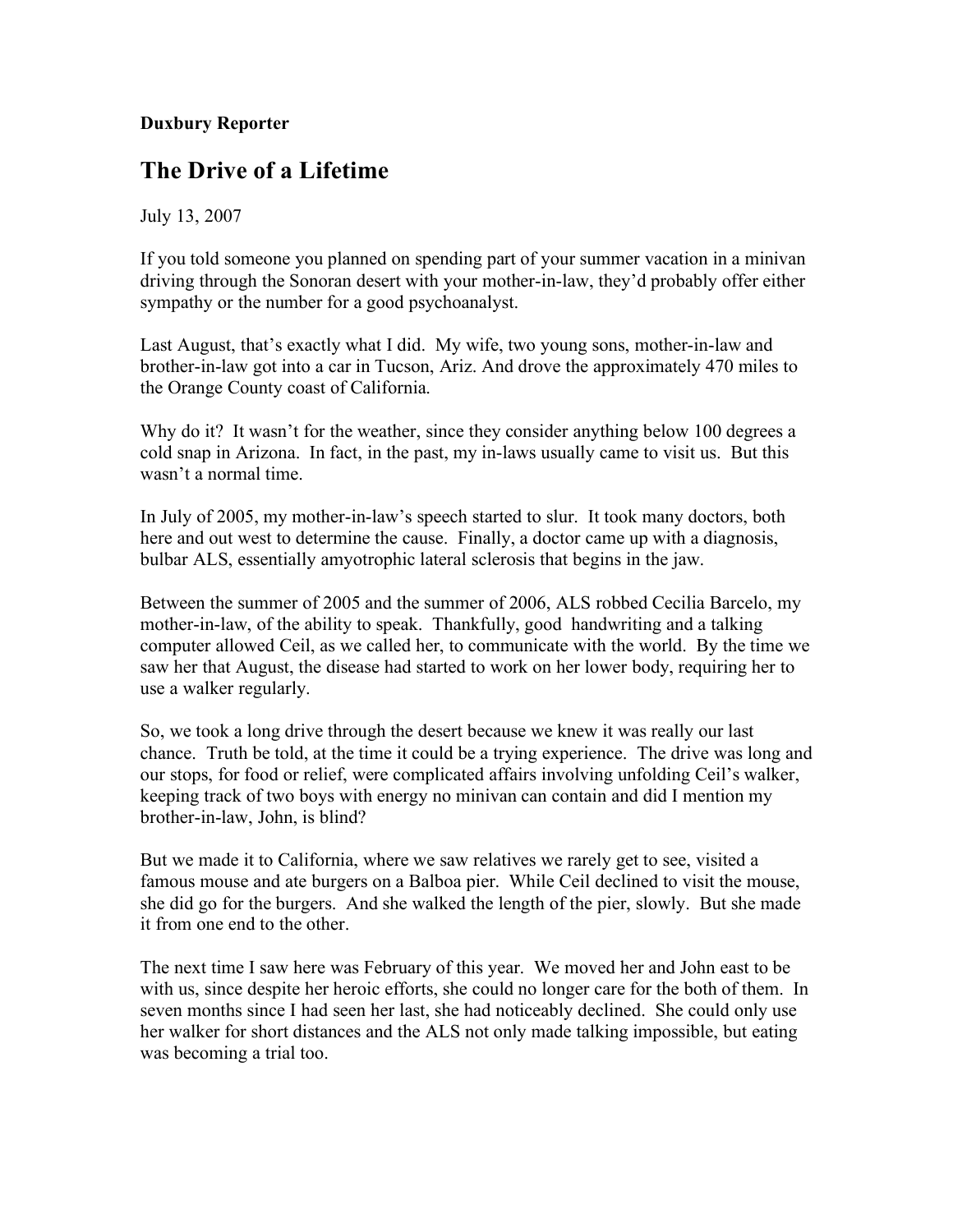**Duxbury Reporter**

# The Drive of a Lifetime

July 13, 2007

If you told someone you planned on spending part of your summer vacation in a minivan driving through the Sonoran desert with your mother-in-law, they'd probably offer either sympathy or the number for a good psychoanalyst.

Last August, that's exactly what I did. My wife, two young sons, mother-in-law and brother-in-law got into a car in Tucson, Ariz. And drove the approximately 470 miles to the Orange County coast of California.

Why do it? It wasn't for the weather, since they consider anything below 100 degrees a cold snap in Arizona. In fact, in the past, my in-laws usually came to visit us. But this wasn't a normal time.

In July of 2005, my mother-in-law's speech started to slur. It took many doctors, both here and out west to determine the cause. Finally, a doctor came up with a diagnosis, bulbar ALS, essentially amyotrophic lateral sclerosis that begins in the jaw.

Between the summer of 2005 and the summer of 2006, ALS robbed Cecilia Barcelo, my mother-in-law, of the ability to speak. Thankfully, good handwriting and a talking computer allowed Ceil, as we called her, to communicate with the world. By the time we saw her that August, the disease had started to work on her lower body, requiring her to use a walker regularly.

So, we took a long drive through the desert because we knew it was really our last chance. Truth be told, at the time it could be a trying experience. The drive was long and our stops, for food or relief, were complicated affairs involving unfolding Ceil's walker, keeping track of two boys with energy no minivan can contain and did I mention my brother-in-law, John, is blind?

But we made it to California, where we saw relatives we rarely get to see, visited a famous mouse and ate burgers on a Balboa pier. While Ceil declined to visit the mouse, she did go for the burgers. And she walked the length of the pier, slowly. But she made it from one end to the other.

The next time I saw here was February of this year. We moved her and John east to be with us, since despite her heroic efforts, she could no longer care for the both of them. In seven months since I had seen her last, she had noticeably declined. She could only use her walker for short distances and the ALS not only made talking impossible, but eating was becoming a trial too.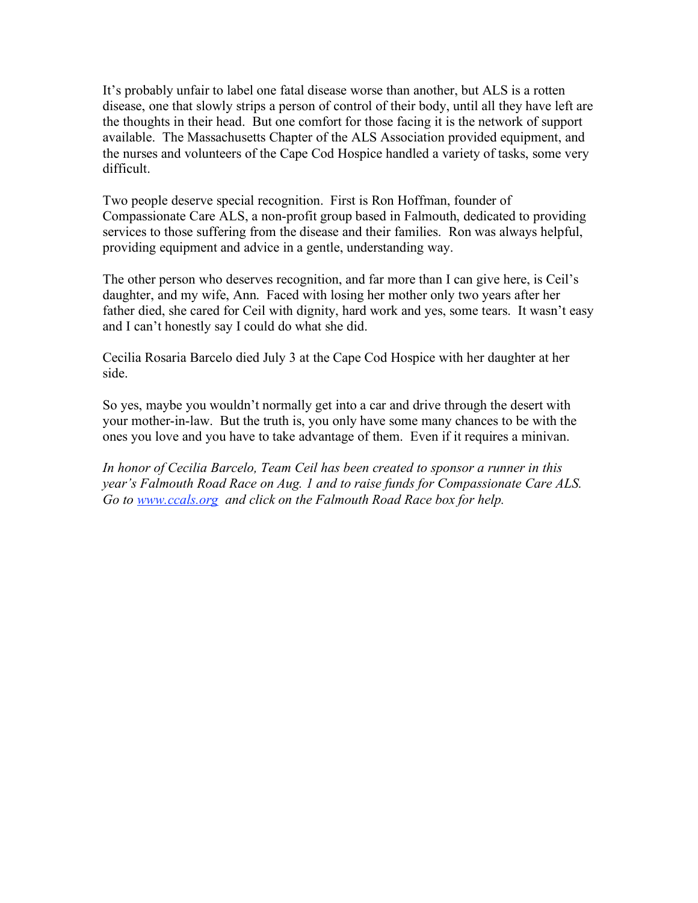It's probably unfair to label one fatal disease worse than another, but ALS is a rotten disease, one that slowly strips a person of control of their body, until all they have left are the thoughts in their head. But one comfort for those facing it is the network of support available. The Massachusetts Chapter of the ALS Association provided equipment, and the nurses and volunteers of the Cape Cod Hospice handled a variety of tasks, some very difficult.

Two people deserve special recognition. First is Ron Hoffman, founder of Compassionate Care ALS, a non-profit group based in Falmouth, dedicated to providing services to those suffering from the disease and their families. Ron was always helpful, providing equipment and advice in a gentle, understanding way.

The other person who deserves recognition, and far more than I can give here, is Ceil's daughter, and my wife, Ann. Faced with losing her mother only two years after her father died, she cared for Ceil with dignity, hard work and yes, some tears. It wasn't easy and I can't honestly say I could do what she did.

Cecilia Rosaria Barcelo died July 3 at the Cape Cod Hospice with her daughter at her side.

So yes, maybe you wouldn't normally get into a car and drive through the desert with your mother-in-law. But the truth is, you only have some many chances to be with the ones you love and you have to take advantage of them. Even if it requires a minivan.

*In honor of Cecilia Barcelo, Team Ceil has been created to sponsor a runner in this year's Falmouth Road Race on Aug. 1 and to raise funds for Compassionate Care ALS. Go to [www.ccals.org](http://www.ccals.org) and click on the Falmouth Road Race box for help.*